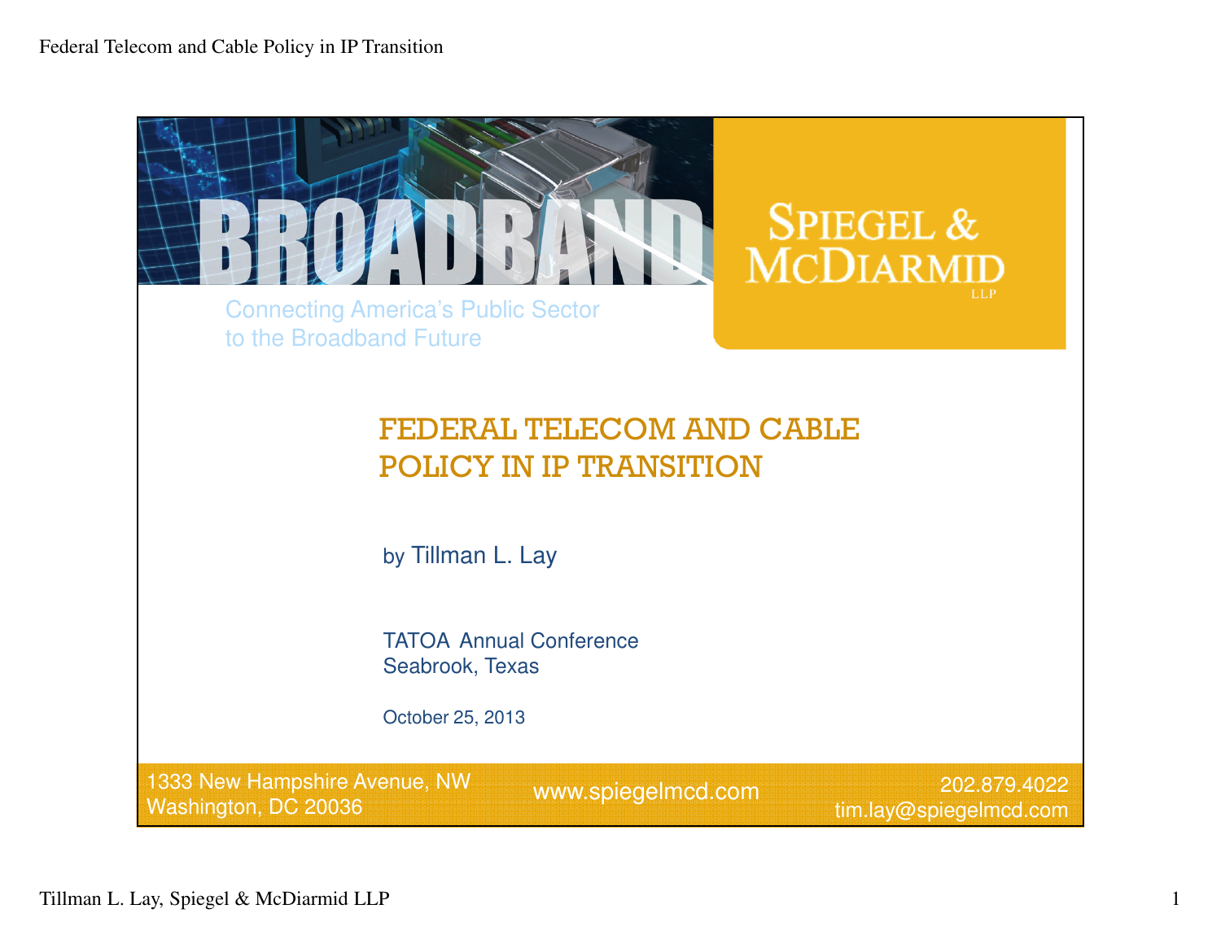BROADBAND

Connecting America's Public Sector to the Broadband Future

SPIEGEL & MCDIARMID LLP

# FEDERAL TELECOM AND CABLE POLICY IN IP TRANSITION

by Tillman L. Lay

TATOA Annual Conference
Seabrook, Texas

October 25, 2013

1333 New Hampshire Avenue, NW
Washington, DC 20036

www.spiegelmcd.com

202.879.4022
tim.lay@spiegelmcd.com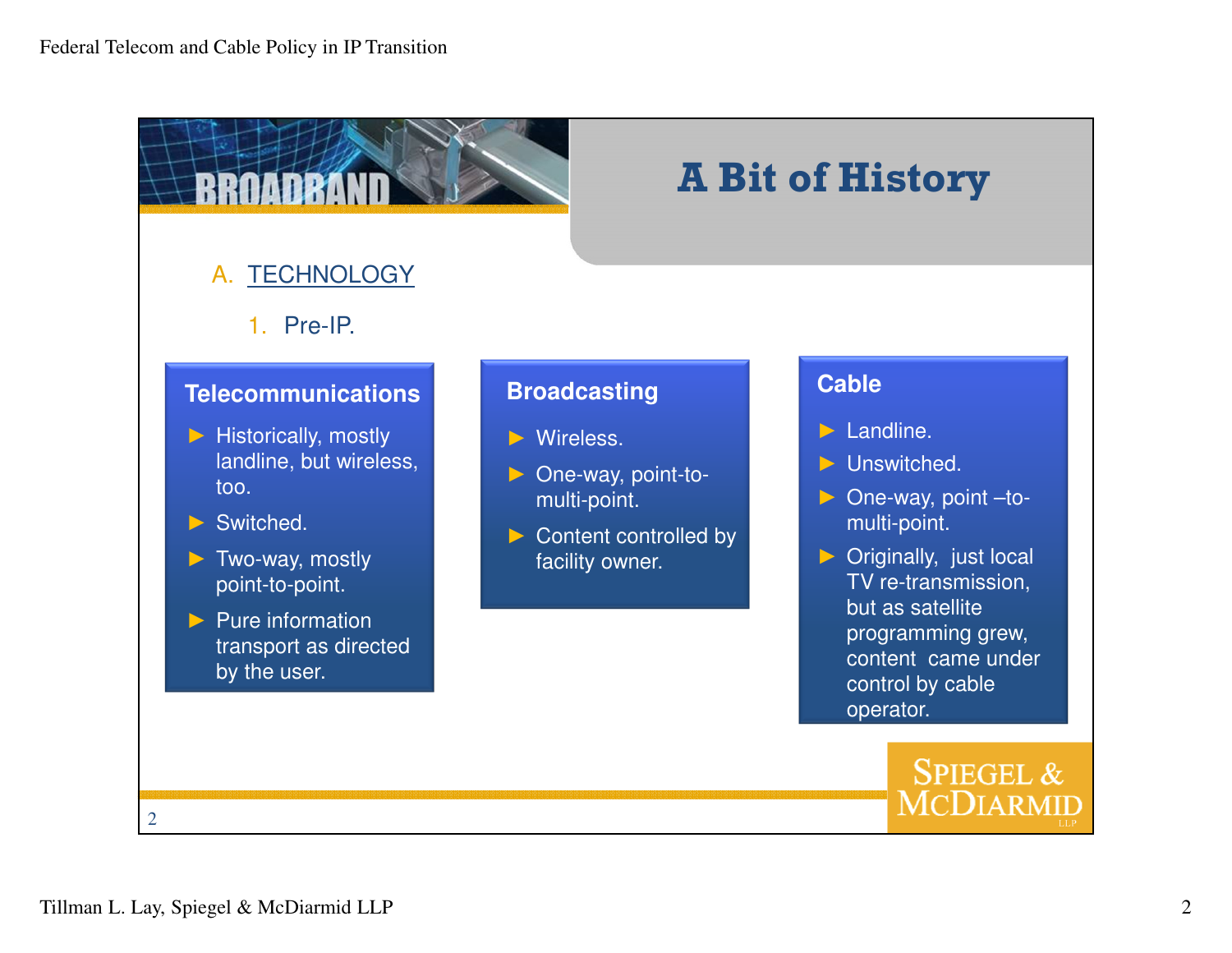# A Bit of History

## A. TECHNOLOGY

### 1. Pre-IP.

**Telecommunications**

- Historically, mostly landline, but wireless, too.
- Switched.
- Two-way, mostly point-to-point.
- Pure information transport as directed by the user.

**Broadcasting**

- Wireless.
- One-way, point-to-multi-point.
- Content controlled by facility owner.

**Cable**

- Landline.
- Unswitched.
- One-way, point –to-multi-point.
- Originally, just local TV re-transmission, but as satellite programming grew, content came under control by cable operator.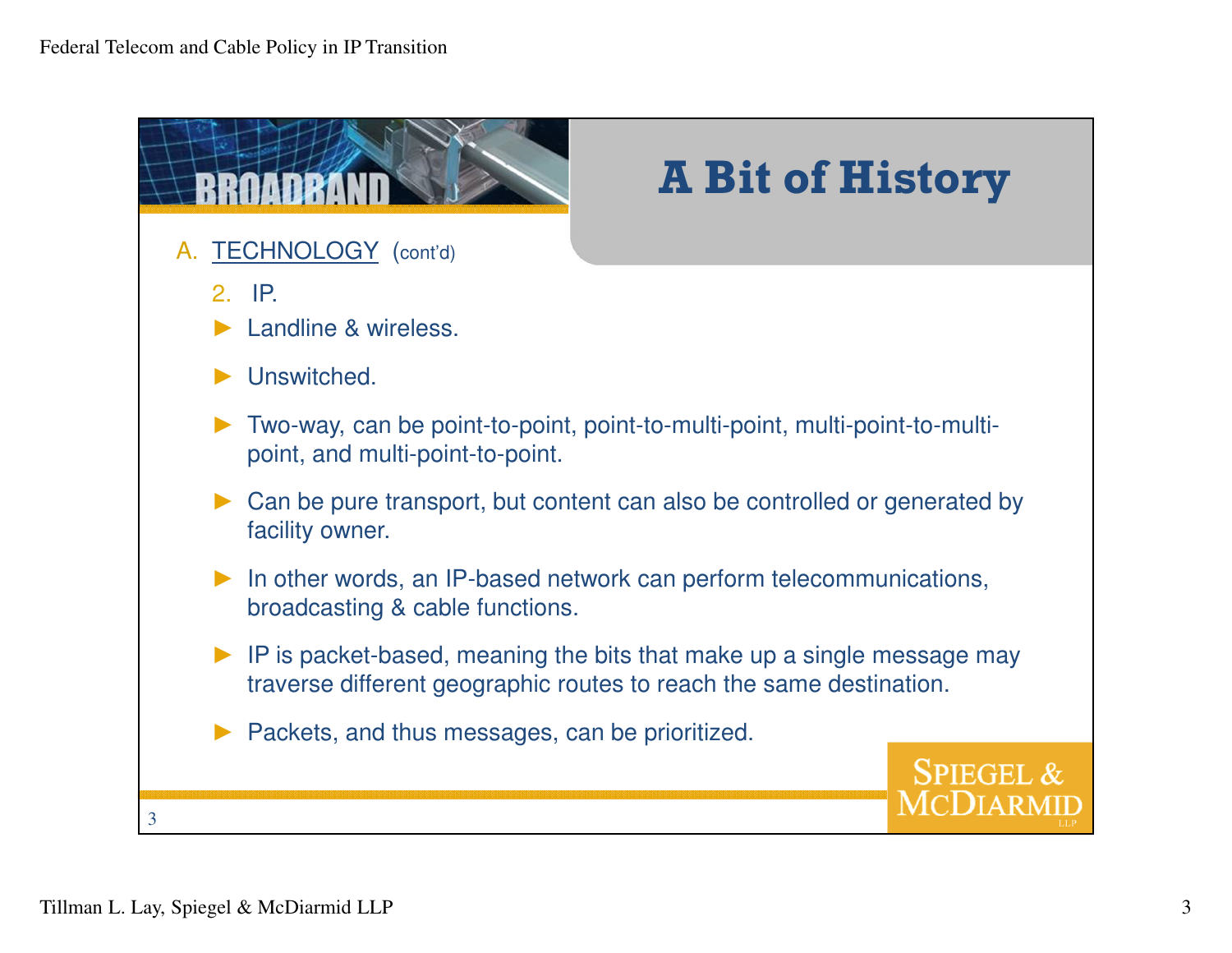# A Bit of History

A. TECHNOLOGY (cont'd)

2. IP.

- Landline & wireless.
- Unswitched.
- Two-way, can be point-to-point, point-to-multi-point, multi-point-to-multi-point, and multi-point-to-point.
- Can be pure transport, but content can also be controlled or generated by facility owner.
- In other words, an IP-based network can perform telecommunications, broadcasting & cable functions.
- IP is packet-based, meaning the bits that make up a single message may traverse different geographic routes to reach the same destination.
- Packets, and thus messages, can be prioritized.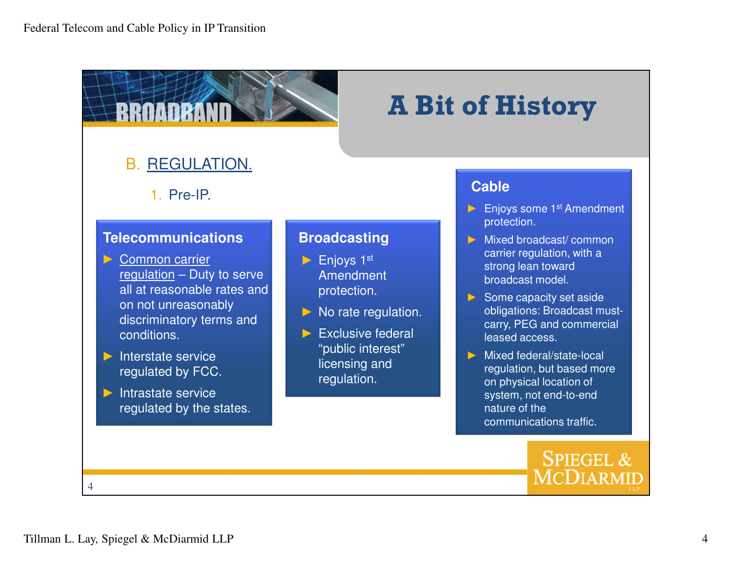# A Bit of History

## B. REGULATION.

### 1. Pre-IP.

#### Telecommunications

- Common carrier regulation – Duty to serve all at reasonable rates and on not unreasonably discriminatory terms and conditions.
- Interstate service regulated by FCC.
- Intrastate service regulated by the states.

#### Broadcasting

- Enjoys 1st Amendment protection.
- No rate regulation.
- Exclusive federal "public interest" licensing and regulation.

#### Cable

- Enjoys some 1st Amendment protection.
- Mixed broadcast/ common carrier regulation, with a strong lean toward broadcast model.
- Some capacity set aside obligations: Broadcast must-carry, PEG and commercial leased access.
- Mixed federal/state-local regulation, but based more on physical location of system, not end-to-end nature of the communications traffic.

SPIEGEL & McDIARMID LLP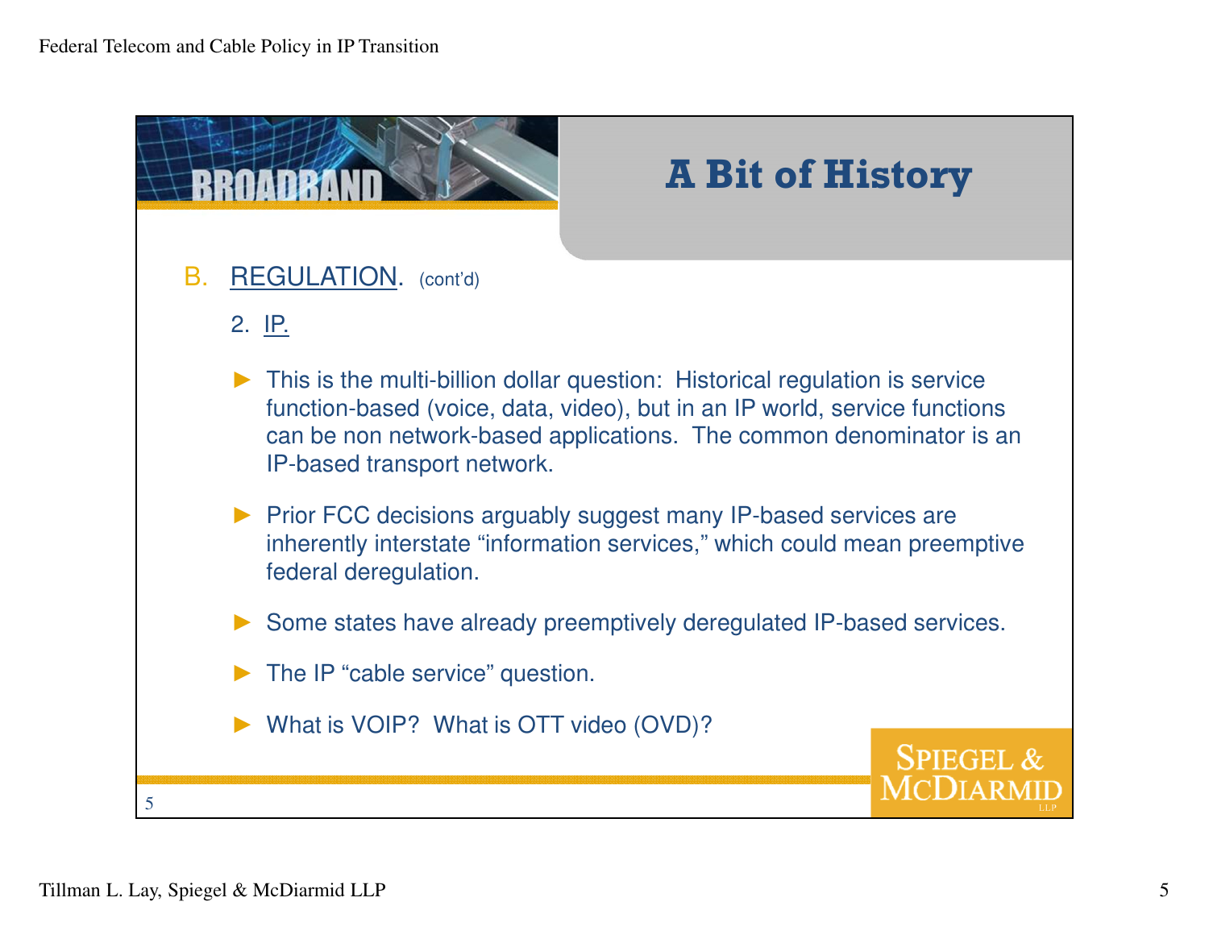# A Bit of History

B. REGULATION. (cont'd)

2. IP.

- This is the multi-billion dollar question: Historical regulation is service function-based (voice, data, video), but in an IP world, service functions can be non network-based applications. The common denominator is an IP-based transport network.

- Prior FCC decisions arguably suggest many IP-based services are inherently interstate "information services," which could mean preemptive federal deregulation.

- Some states have already preemptively deregulated IP-based services.

- The IP "cable service" question.

- What is VOIP? What is OTT video (OVD)?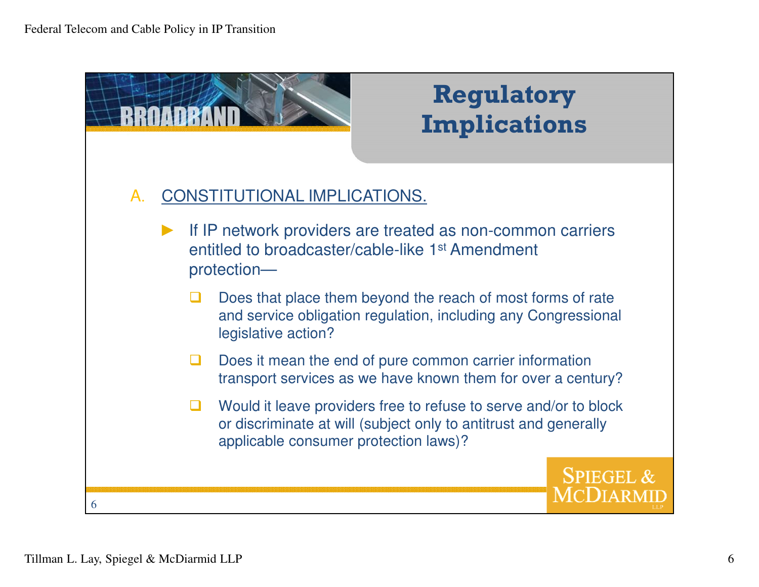# Regulatory Implications

## A. CONSTITUTIONAL IMPLICATIONS.

- If IP network providers are treated as non-common carriers entitled to broadcaster/cable-like 1st Amendment protection—
  - Does that place them beyond the reach of most forms of rate and service obligation regulation, including any Congressional legislative action?
  - Does it mean the end of pure common carrier information transport services as we have known them for over a century?
  - Would it leave providers free to refuse to serve and/or to block or discriminate at will (subject only to antitrust and generally applicable consumer protection laws)?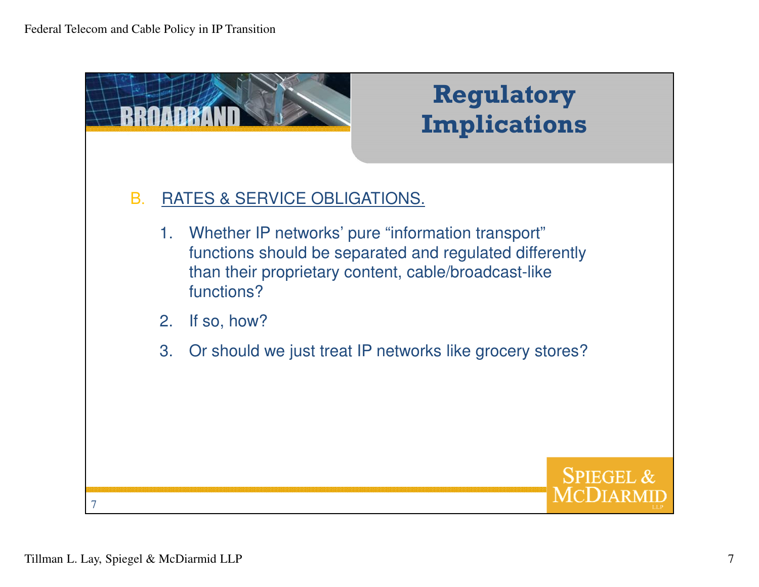# Regulatory Implications

B. RATES & SERVICE OBLIGATIONS.

1. Whether IP networks' pure "information transport" functions should be separated and regulated differently than their proprietary content, cable/broadcast-like functions?
2. If so, how?
3. Or should we just treat IP networks like grocery stores?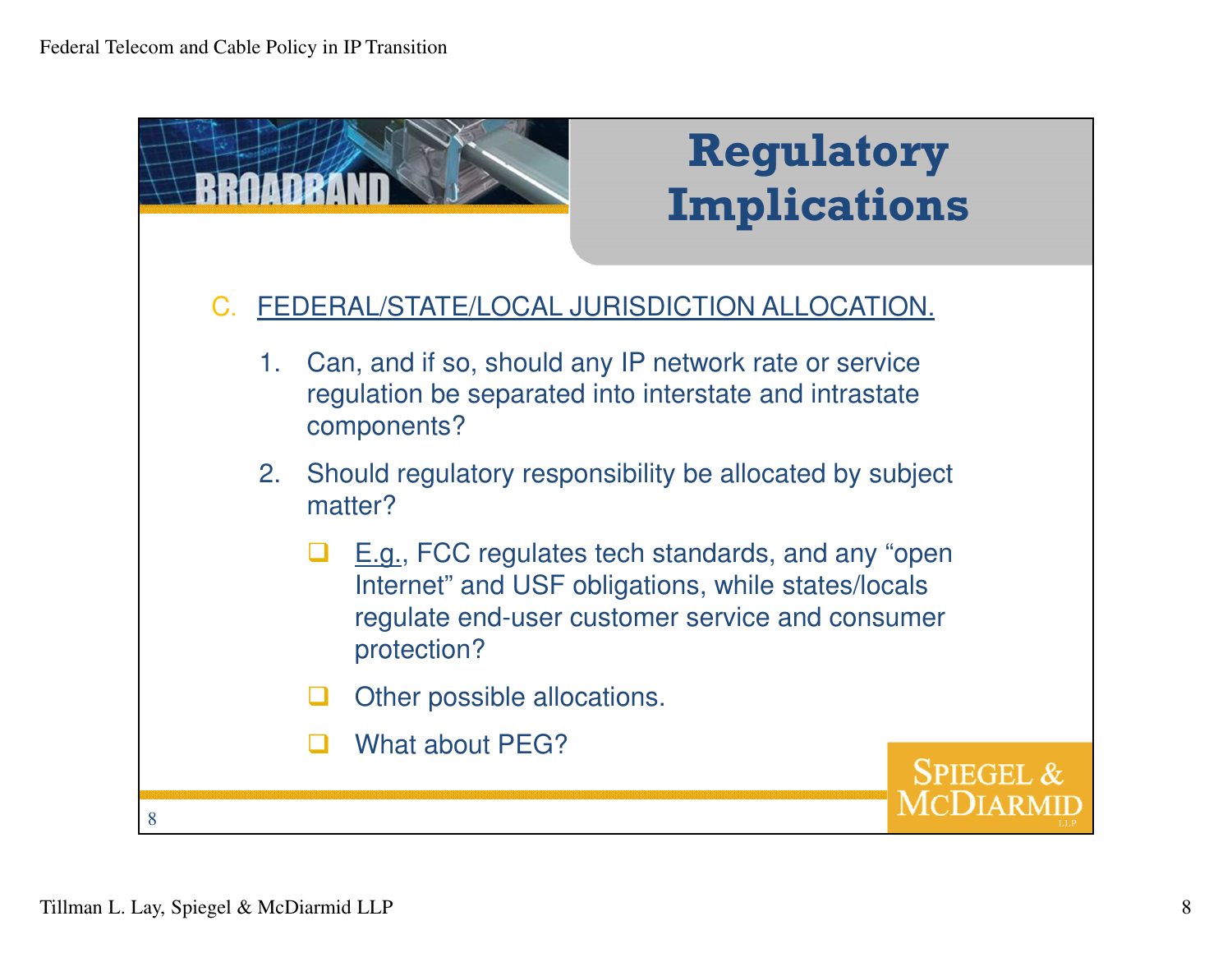# Regulatory Implications

C. FEDERAL/STATE/LOCAL JURISDICTION ALLOCATION.

1. Can, and if so, should any IP network rate or service regulation be separated into interstate and intrastate components?
2. Should regulatory responsibility be allocated by subject matter?
   - E.g., FCC regulates tech standards, and any "open Internet" and USF obligations, while states/locals regulate end-user customer service and consumer protection?
   - Other possible allocations.
   - What about PEG?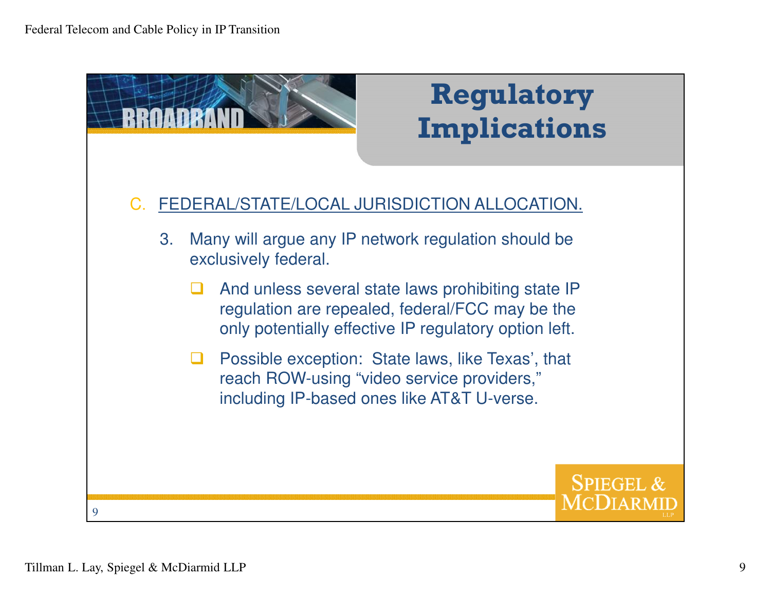# Regulatory Implications

C. FEDERAL/STATE/LOCAL JURISDICTION ALLOCATION.

3. Many will argue any IP network regulation should be exclusively federal.

   - And unless several state laws prohibiting state IP regulation are repealed, federal/FCC may be the only potentially effective IP regulatory option left.
   - Possible exception: State laws, like Texas', that reach ROW-using "video service providers," including IP-based ones like AT&T U-verse.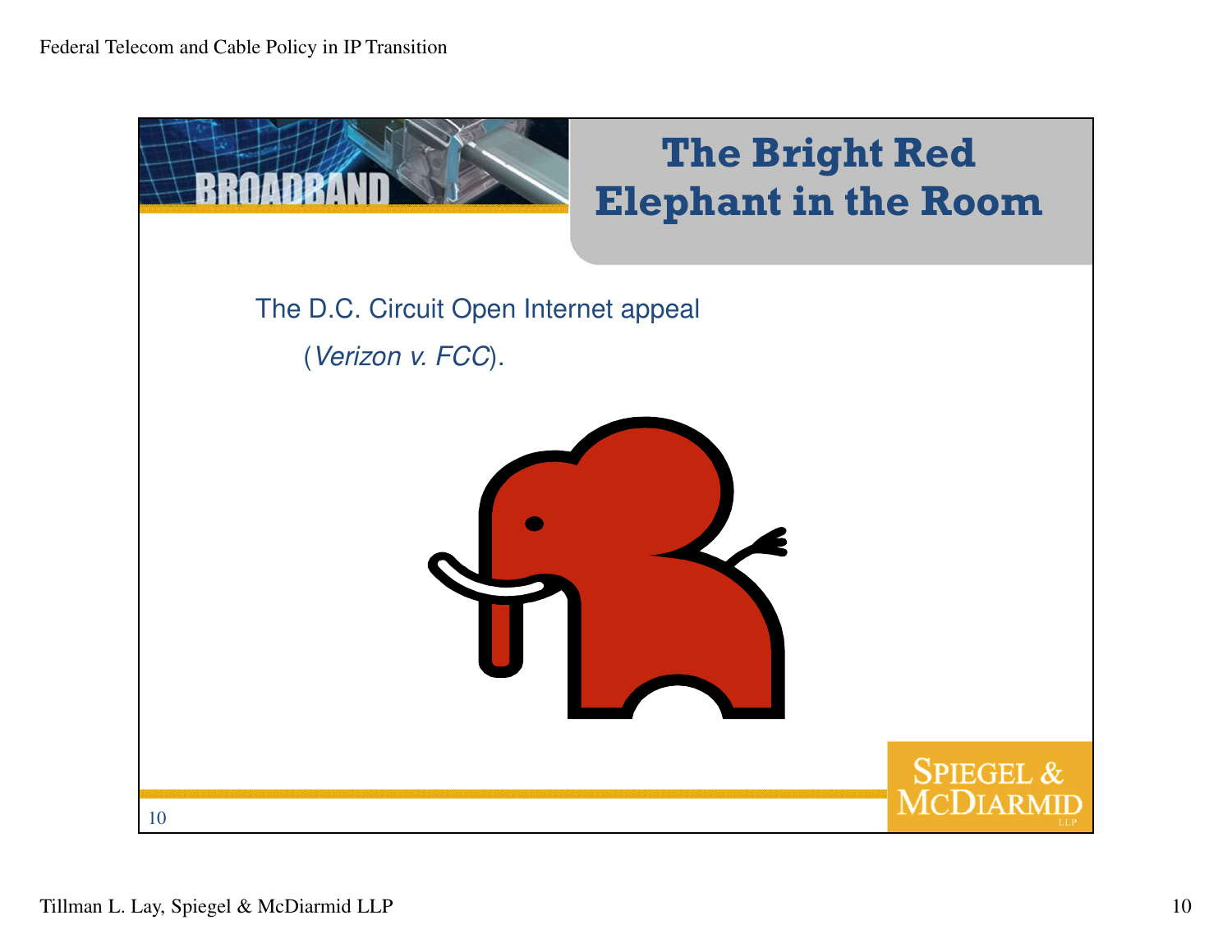# The Bright Red Elephant in the Room

The D.C. Circuit Open Internet appeal

(*Verizon v. FCC*).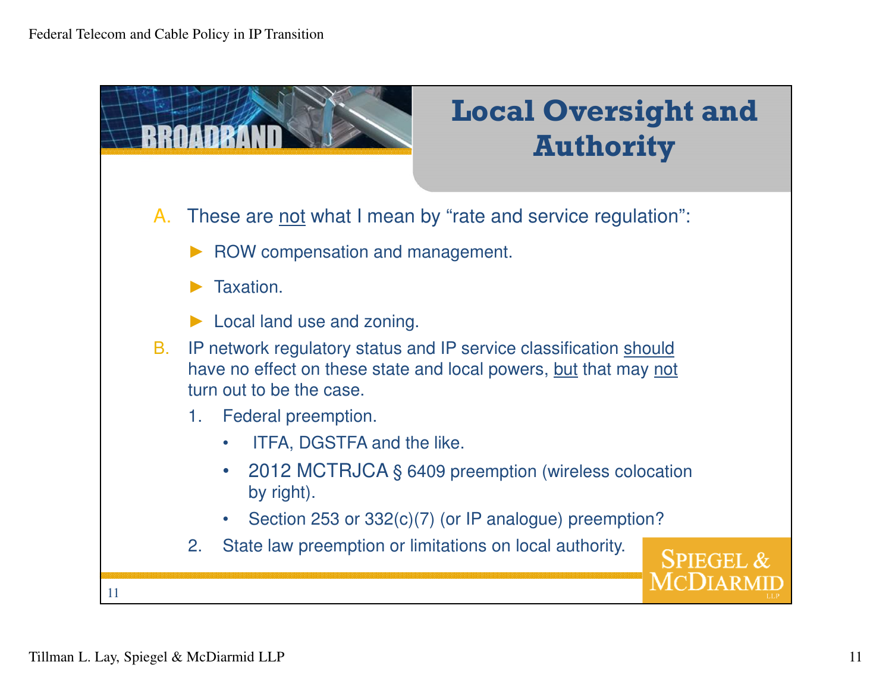# Local Oversight and Authority

A. These are not what I mean by "rate and service regulation":

- ROW compensation and management.
- Taxation.
- Local land use and zoning.

B. IP network regulatory status and IP service classification should have no effect on these state and local powers, but that may not turn out to be the case.

1. Federal preemption.
   - ITFA, DGSTFA and the like.
   - 2012 MCTRJCA § 6409 preemption (wireless colocation by right).
   - Section 253 or 332(c)(7) (or IP analogue) preemption?
2. State law preemption or limitations on local authority.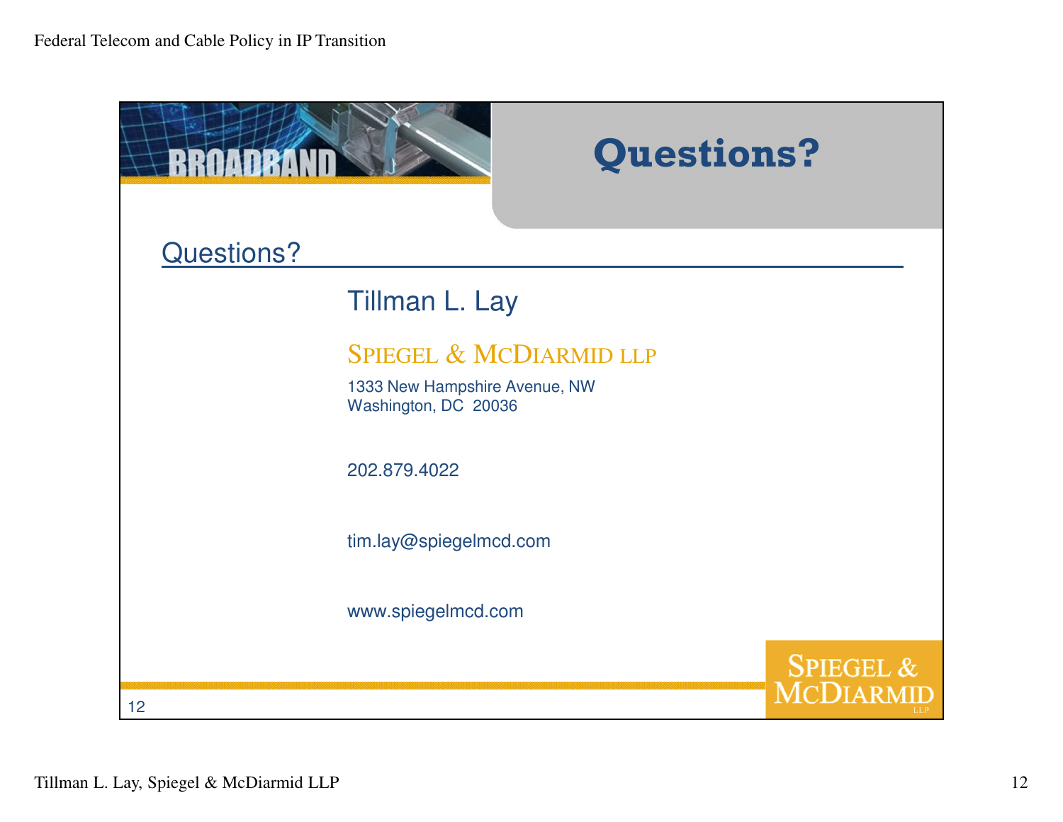# Questions?

## Questions?

Tillman L. Lay

SPIEGEL & MCDIARMID LLP

1333 New Hampshire Avenue, NW
Washington, DC 20036

202.879.4022

tim.lay@spiegelmcd.com

www.spiegelmcd.com